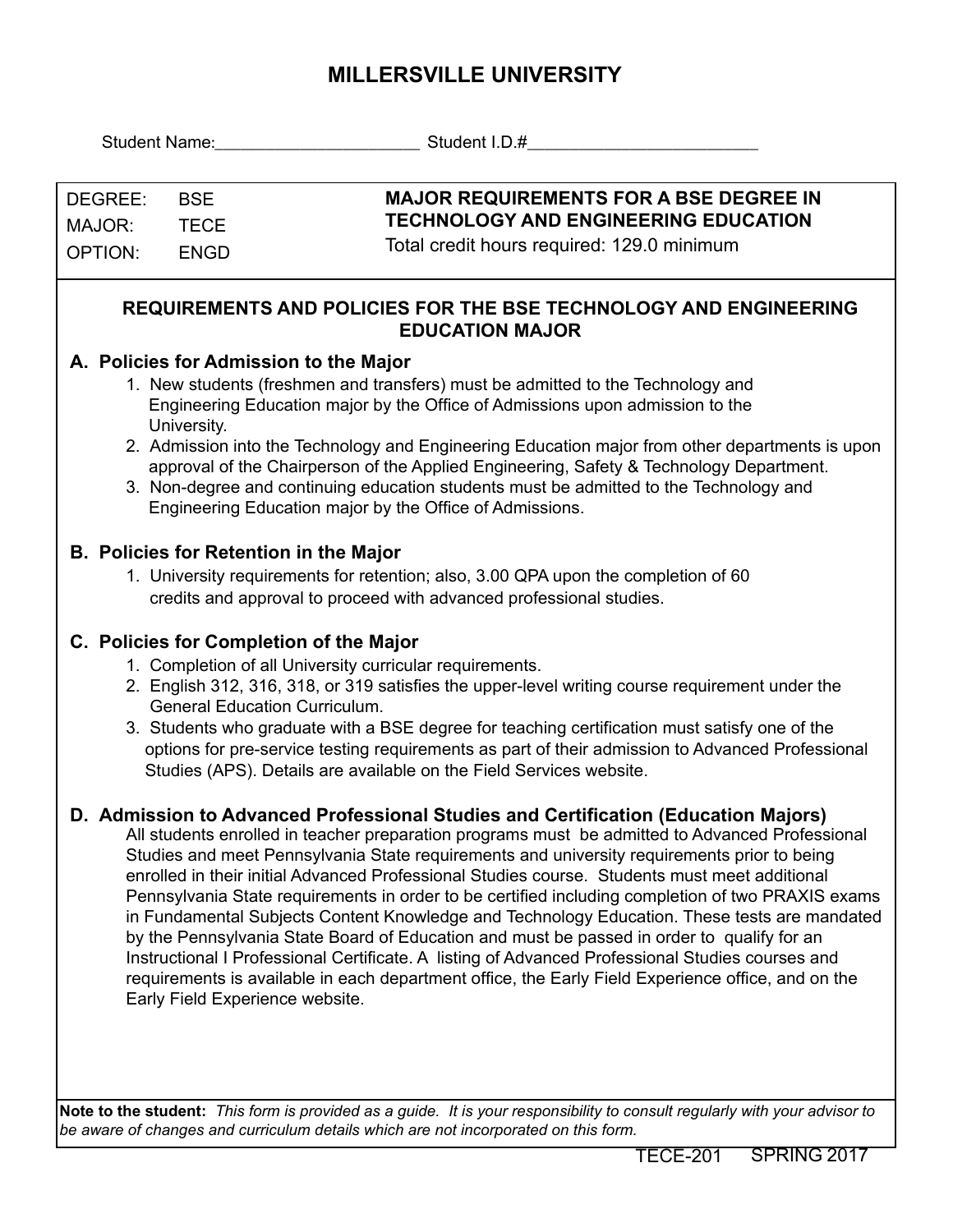# MILLERSVILLE UNIVERSITY

Student Name:______________________ Student I.D.#_________________________

| | | |
|---|---|---|
| DEGREE: | BSE | **MAJOR REQUIREMENTS FOR A BSE DEGREE IN TECHNOLOGY AND ENGINEERING EDUCATION** |
| MAJOR: | TECE | Total credit hours required: 129.0 minimum |
| OPTION: | ENGD | |

## REQUIREMENTS AND POLICIES FOR THE BSE TECHNOLOGY AND ENGINEERING EDUCATION MAJOR

### A. Policies for Admission to the Major

1. New students (freshmen and transfers) must be admitted to the Technology and Engineering Education major by the Office of Admissions upon admission to the University.
2. Admission into the Technology and Engineering Education major from other departments is upon approval of the Chairperson of the Applied Engineering, Safety & Technology Department.
3. Non-degree and continuing education students must be admitted to the Technology and Engineering Education major by the Office of Admissions.

### B. Policies for Retention in the Major

1. University requirements for retention; also, 3.00 QPA upon the completion of 60 credits and approval to proceed with advanced professional studies.

### C. Policies for Completion of the Major

1. Completion of all University curricular requirements.
2. English 312, 316, 318, or 319 satisfies the upper-level writing course requirement under the General Education Curriculum.
3. Students who graduate with a BSE degree for teaching certification must satisfy one of the options for pre-service testing requirements as part of their admission to Advanced Professional Studies (APS). Details are available on the Field Services website.

### D. Admission to Advanced Professional Studies and Certification (Education Majors)

All students enrolled in teacher preparation programs must be admitted to Advanced Professional Studies and meet Pennsylvania State requirements and university requirements prior to being enrolled in their initial Advanced Professional Studies course. Students must meet additional Pennsylvania State requirements in order to be certified including completion of two PRAXIS exams in Fundamental Subjects Content Knowledge and Technology Education. These tests are mandated by the Pennsylvania State Board of Education and must be passed in order to qualify for an Instructional I Professional Certificate. A listing of Advanced Professional Studies courses and requirements is available in each department office, the Early Field Experience office, and on the Early Field Experience website.

**Note to the student:** *This form is provided as a guide. It is your responsibility to consult regularly with your advisor to be aware of changes and curriculum details which are not incorporated on this form.*

TECE-201 SPRING 2017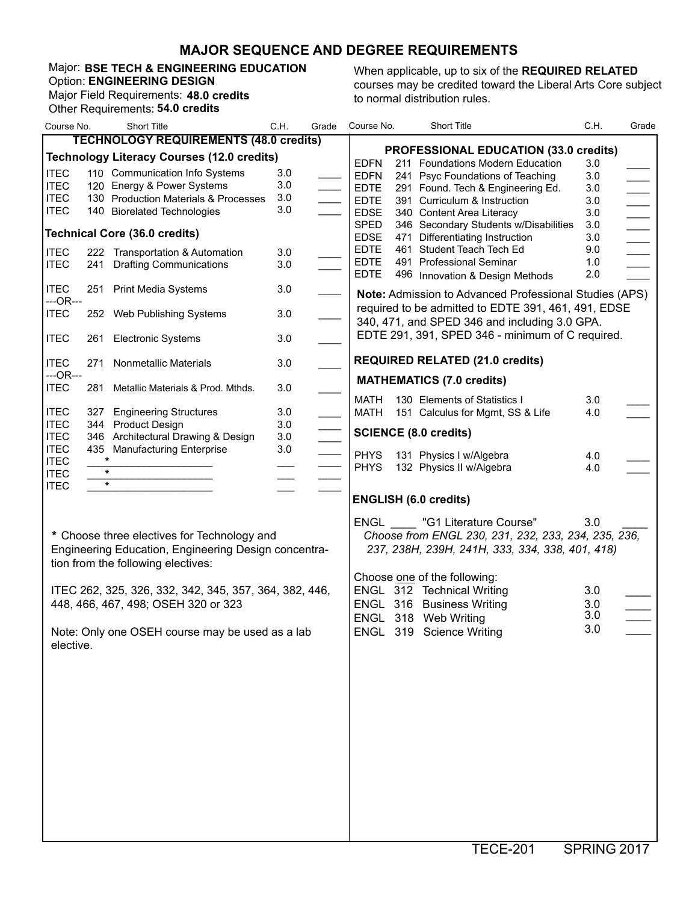# MAJOR SEQUENCE AND DEGREE REQUIREMENTS

Major: **BSE TECH & ENGINEERING EDUCATION**
Option: **ENGINEERING DESIGN**
Major Field Requirements: **48.0 credits**
Other Requirements: **54.0 credits**

When applicable, up to six of the **REQUIRED RELATED** courses may be credited toward the Liberal Arts Core subject to normal distribution rules.

## TECHNOLOGY REQUIREMENTS (48.0 credits)

### Technology Literacy Courses (12.0 credits)

| Course No. | | Short Title | C.H. | Grade |
|---|---|---|---|---|
| ITEC | 110 | Communication Info Systems | 3.0 | ____ |
| ITEC | 120 | Energy & Power Systems | 3.0 | ____ |
| ITEC | 130 | Production Materials & Processes | 3.0 | ____ |
| ITEC | 140 | Biorelated Technologies | 3.0 | ____ |

### Technical Core (36.0 credits)

| Course No. | | Short Title | C.H. | Grade |
|---|---|---|---|---|
| ITEC | 222 | Transportation & Automation | 3.0 | ____ |
| ITEC | 241 | Drafting Communications | 3.0 | ____ |
| ITEC | 251 | Print Media Systems | 3.0 | ____ |
| ---OR--- | | | | |
| ITEC | 252 | Web Publishing Systems | 3.0 | ____ |
| ITEC | 261 | Electronic Systems | 3.0 | ____ |
| ITEC | 271 | Nonmetallic Materials | 3.0 | ____ |
| ---OR--- | | | | |
| ITEC | 281 | Metallic Materials & Prod. Mthds. | 3.0 | ____ |
| ITEC | 327 | Engineering Structures | 3.0 | ____ |
| ITEC | 344 | Product Design | 3.0 | ____ |
| ITEC | 346 | Architectural Drawing & Design | 3.0 | ____ |
| ITEC | 435 | Manufacturing Enterprise | 3.0 | ____ |
| ITEC | * | ____________________ | ___ | ____ |
| ITEC | * | ____________________ | ___ | ____ |
| ITEC | * | ____________________ | ___ | ____ |

* Choose three electives for Technology and Engineering Education, Engineering Design concentration from the following electives:

ITEC 262, 325, 326, 332, 342, 345, 357, 364, 382, 446, 448, 466, 467, 498; OSEH 320 or 323

Note: Only one OSEH course may be used as a lab elective.

## PROFESSIONAL EDUCATION (33.0 credits)

| Course No. | | Short Title | C.H. | Grade |
|---|---|---|---|---|
| EDFN | 211 | Foundations Modern Education | 3.0 | ____ |
| EDFN | 241 | Psyc Foundations of Teaching | 3.0 | ____ |
| EDTE | 291 | Found. Tech & Engineering Ed. | 3.0 | ____ |
| EDTE | 391 | Curriculum & Instruction | 3.0 | ____ |
| EDSE | 340 | Content Area Literacy | 3.0 | ____ |
| SPED | 346 | Secondary Students w/Disabilities | 3.0 | ____ |
| EDSE | 471 | Differentiating Instruction | 3.0 | ____ |
| EDTE | 461 | Student Teach Tech Ed | 9.0 | ____ |
| EDTE | 491 | Professional Seminar | 1.0 | ____ |
| EDTE | 496 | Innovation & Design Methods | 2.0 | ____ |

**Note:** Admission to Advanced Professional Studies (APS) required to be admitted to EDTE 391, 461, 491, EDSE 340, 471, and SPED 346 and including 3.0 GPA. EDTE 291, 391, SPED 346 - minimum of C required.

## REQUIRED RELATED (21.0 credits)

### MATHEMATICS (7.0 credits)

| Course No. | | Short Title | C.H. | Grade |
|---|---|---|---|---|
| MATH | 130 | Elements of Statistics I | 3.0 | ____ |
| MATH | 151 | Calculus for Mgmt, SS & Life | 4.0 | ____ |

### SCIENCE (8.0 credits)

| Course No. | | Short Title | C.H. | Grade |
|---|---|---|---|---|
| PHYS | 131 | Physics I w/Algebra | 4.0 | ____ |
| PHYS | 132 | Physics II w/Algebra | 4.0 | ____ |

### ENGLISH (6.0 credits)

| Course No. | | Short Title | C.H. | Grade |
|---|---|---|---|---|
| ENGL | ____ | "G1 Literature Course" | 3.0 | ____ |

*Choose from ENGL 230, 231, 232, 233, 234, 235, 236, 237, 238H, 239H, 241H, 333, 334, 338, 401, 418)*

Choose one of the following:

| Course No. | | Short Title | C.H. | Grade |
|---|---|---|---|---|
| ENGL | 312 | Technical Writing | 3.0 | ____ |
| ENGL | 316 | Business Writing | 3.0 | ____ |
| ENGL | 318 | Web Writing | 3.0 | ____ |
| ENGL | 319 | Science Writing | 3.0 | ____ |

TECE-201 SPRING 2017